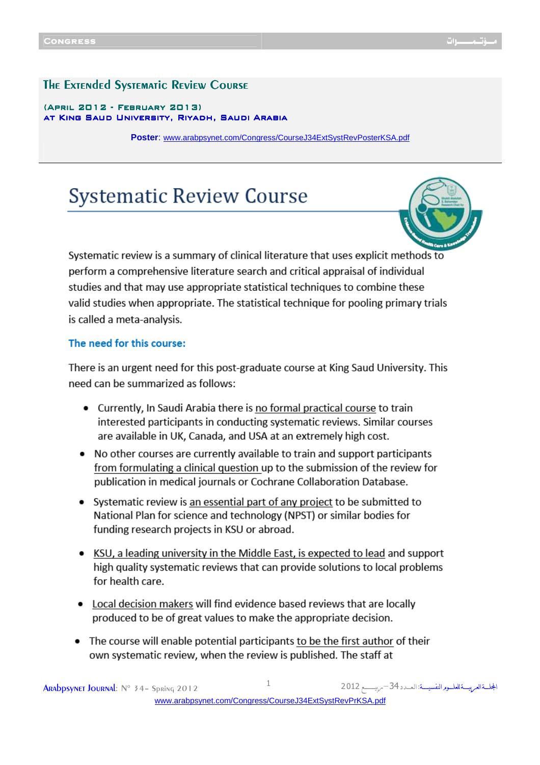# The Extended Systematic Review Course

**(April 2012 - February 2013)**
**at King Saud University, Riyadh, Saudi Arabia**

**Poster**: www.arabpsynet.com/Congress/CourseJ34ExtSystRevPosterKSA.pdf

## Systematic Review Course

Systematic review is a summary of clinical literature that uses explicit methods to perform a comprehensive literature search and critical appraisal of individual studies and that may use appropriate statistical techniques to combine these valid studies when appropriate. The statistical technique for pooling primary trials is called a meta-analysis.

### The need for this course:

There is an urgent need for this post-graduate course at King Saud University. This need can be summarized as follows:

- Currently, In Saudi Arabia there is no formal practical course to train interested participants in conducting systematic reviews. Similar courses are available in UK, Canada, and USA at an extremely high cost.
- No other courses are currently available to train and support participants from formulating a clinical question up to the submission of the review for publication in medical journals or Cochrane Collaboration Database.
- Systematic review is an essential part of any project to be submitted to National Plan for science and technology (NPST) or similar bodies for funding research projects in KSU or abroad.
- KSU, a leading university in the Middle East, is expected to lead and support high quality systematic reviews that can provide solutions to local problems for health care.
- Local decision makers will find evidence based reviews that are locally produced to be of great values to make the appropriate decision.
- The course will enable potential participants to be the first author of their own systematic review, when the review is published. The staff at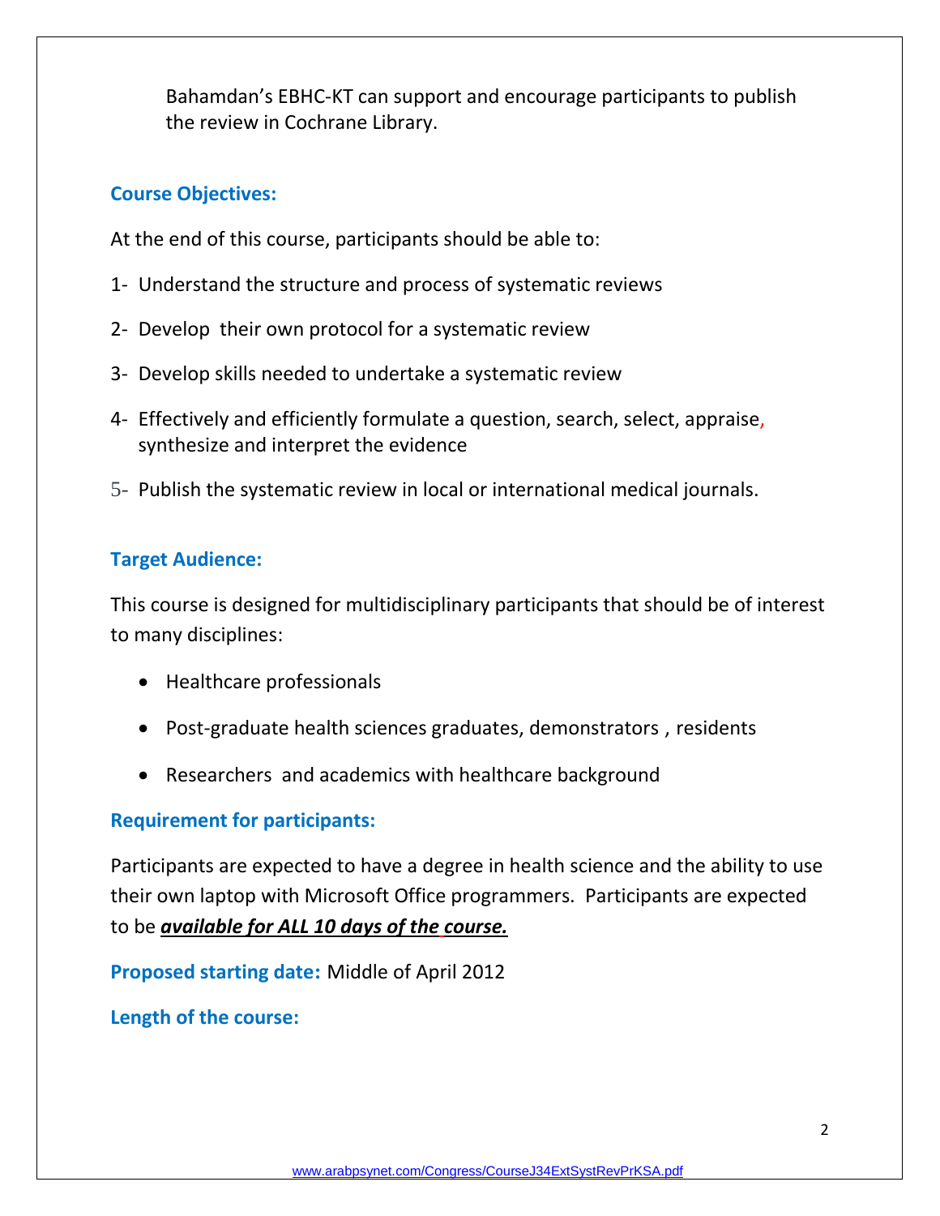Bahamdan's EBHC-KT can support and encourage participants to publish the review in Cochrane Library.

## Course Objectives:

At the end of this course, participants should be able to:

1- Understand the structure and process of systematic reviews

2- Develop their own protocol for a systematic review

3- Develop skills needed to undertake a systematic review

4- Effectively and efficiently formulate a question, search, select, appraise, synthesize and interpret the evidence

5- Publish the systematic review in local or international medical journals.

## Target Audience:

This course is designed for multidisciplinary participants that should be of interest to many disciplines:

- Healthcare professionals
- Post-graduate health sciences graduates, demonstrators , residents
- Researchers and academics with healthcare background

## Requirement for participants:

Participants are expected to have a degree in health science and the ability to use their own laptop with Microsoft Office programmers. Participants are expected to be ***available for ALL 10 days of the course.***

**Proposed starting date:** Middle of April 2012

## Length of the course:

www.arabpsynet.com/Congress/CourseJ34ExtSystRevPrKSA.pdf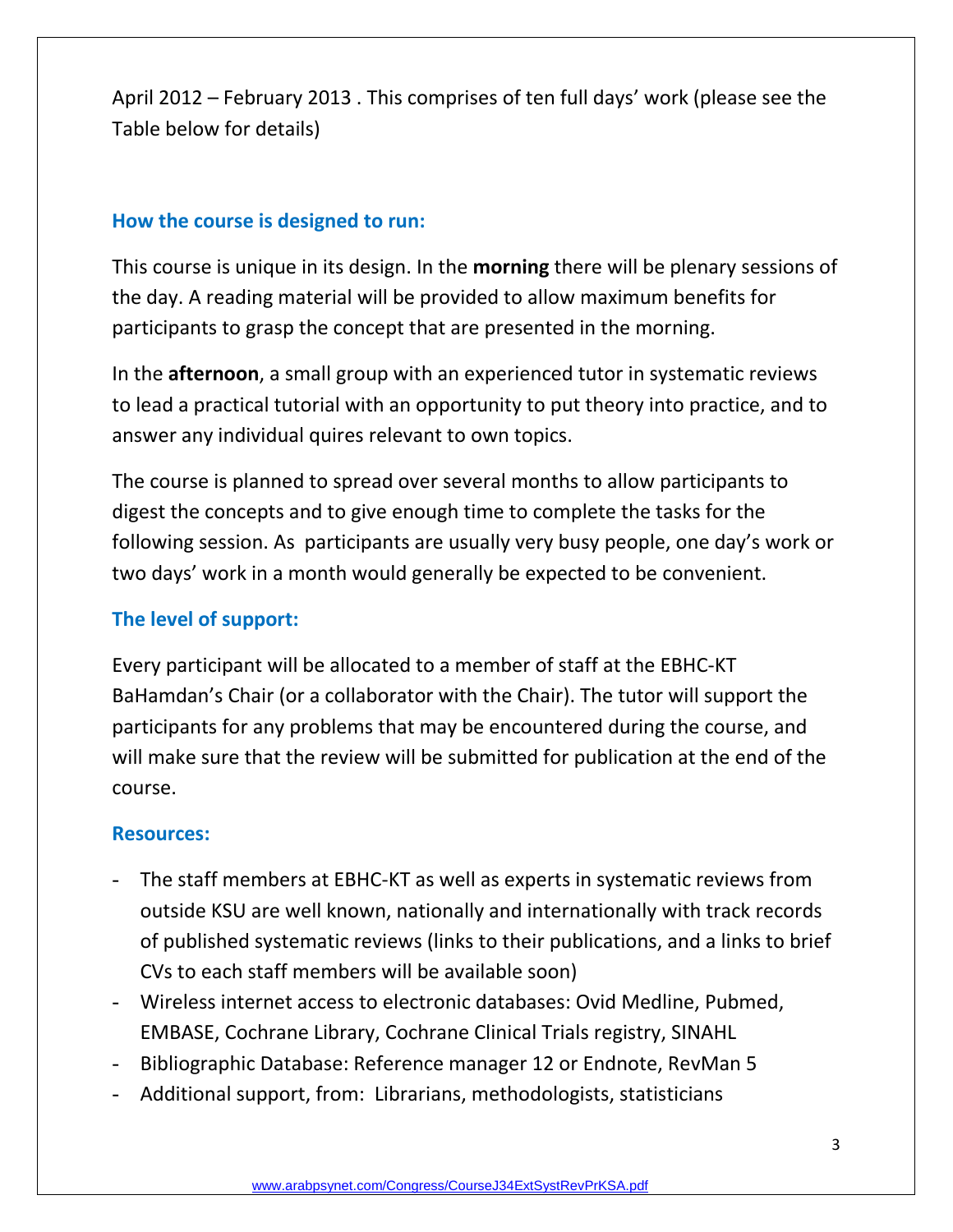April 2012 – February 2013 . This comprises of ten full days' work (please see the Table below for details)

## How the course is designed to run:

This course is unique in its design. In the **morning** there will be plenary sessions of the day. A reading material will be provided to allow maximum benefits for participants to grasp the concept that are presented in the morning.

In the **afternoon**, a small group with an experienced tutor in systematic reviews to lead a practical tutorial with an opportunity to put theory into practice, and to answer any individual quires relevant to own topics.

The course is planned to spread over several months to allow participants to digest the concepts and to give enough time to complete the tasks for the following session. As participants are usually very busy people, one day's work or two days' work in a month would generally be expected to be convenient.

## The level of support:

Every participant will be allocated to a member of staff at the EBHC-KT BaHamdan's Chair (or a collaborator with the Chair). The tutor will support the participants for any problems that may be encountered during the course, and will make sure that the review will be submitted for publication at the end of the course.

## Resources:

- The staff members at EBHC-KT as well as experts in systematic reviews from outside KSU are well known, nationally and internationally with track records of published systematic reviews (links to their publications, and a links to brief CVs to each staff members will be available soon)
- Wireless internet access to electronic databases: Ovid Medline, Pubmed, EMBASE, Cochrane Library, Cochrane Clinical Trials registry, SINAHL
- Bibliographic Database: Reference manager 12 or Endnote, RevMan 5
- Additional support, from: Librarians, methodologists, statisticians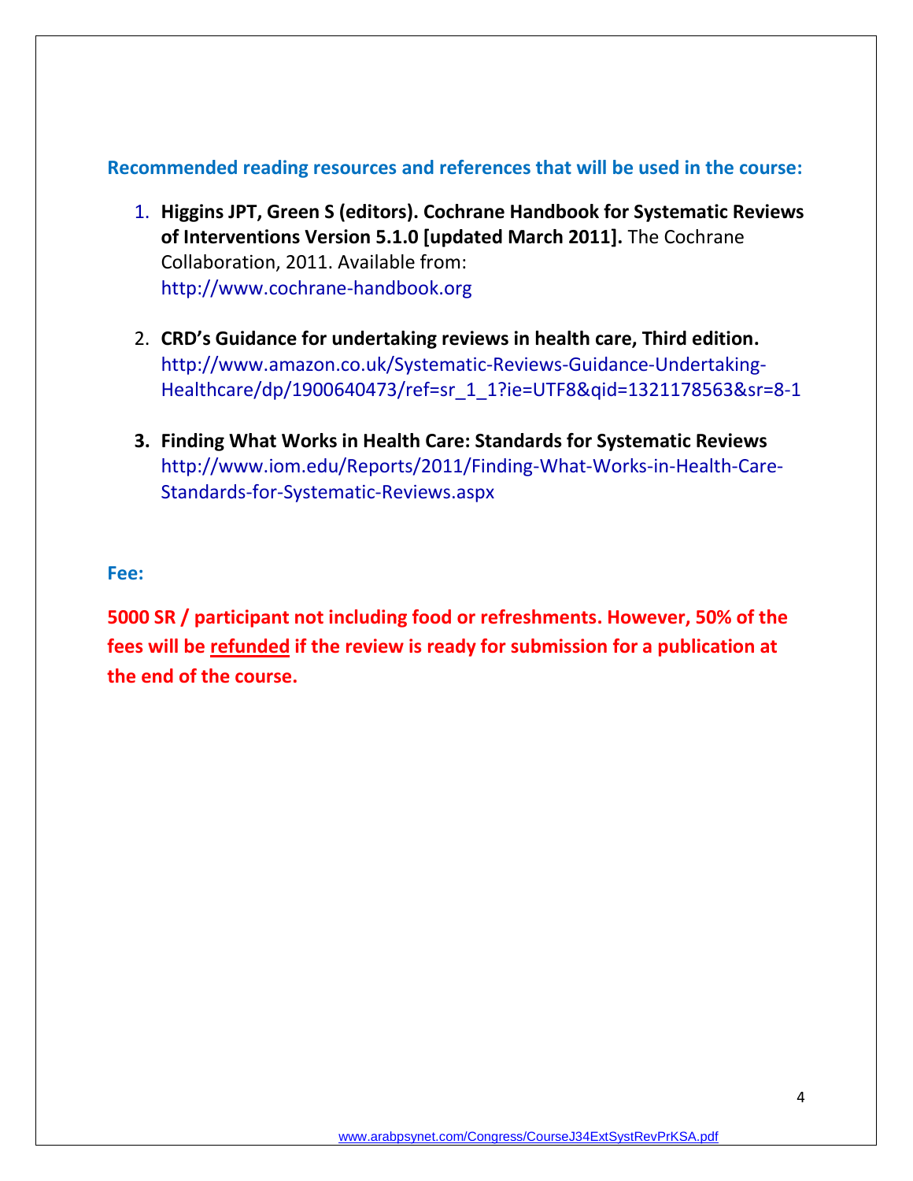## Recommended reading resources and references that will be used in the course:

1. **Higgins JPT, Green S (editors). Cochrane Handbook for Systematic Reviews of Interventions Version 5.1.0 [updated March 2011].** The Cochrane Collaboration, 2011. Available from: http://www.cochrane-handbook.org

2. **CRD's Guidance for undertaking reviews in health care, Third edition.** http://www.amazon.co.uk/Systematic-Reviews-Guidance-Undertaking-Healthcare/dp/1900640473/ref=sr_1_1?ie=UTF8&qid=1321178563&sr=8-1

3. **Finding What Works in Health Care: Standards for Systematic Reviews** http://www.iom.edu/Reports/2011/Finding-What-Works-in-Health-Care-Standards-for-Systematic-Reviews.aspx

## Fee:

**5000 SR / participant not including food or refreshments. However, 50% of the fees will be refunded if the review is ready for submission for a publication at the end of the course.**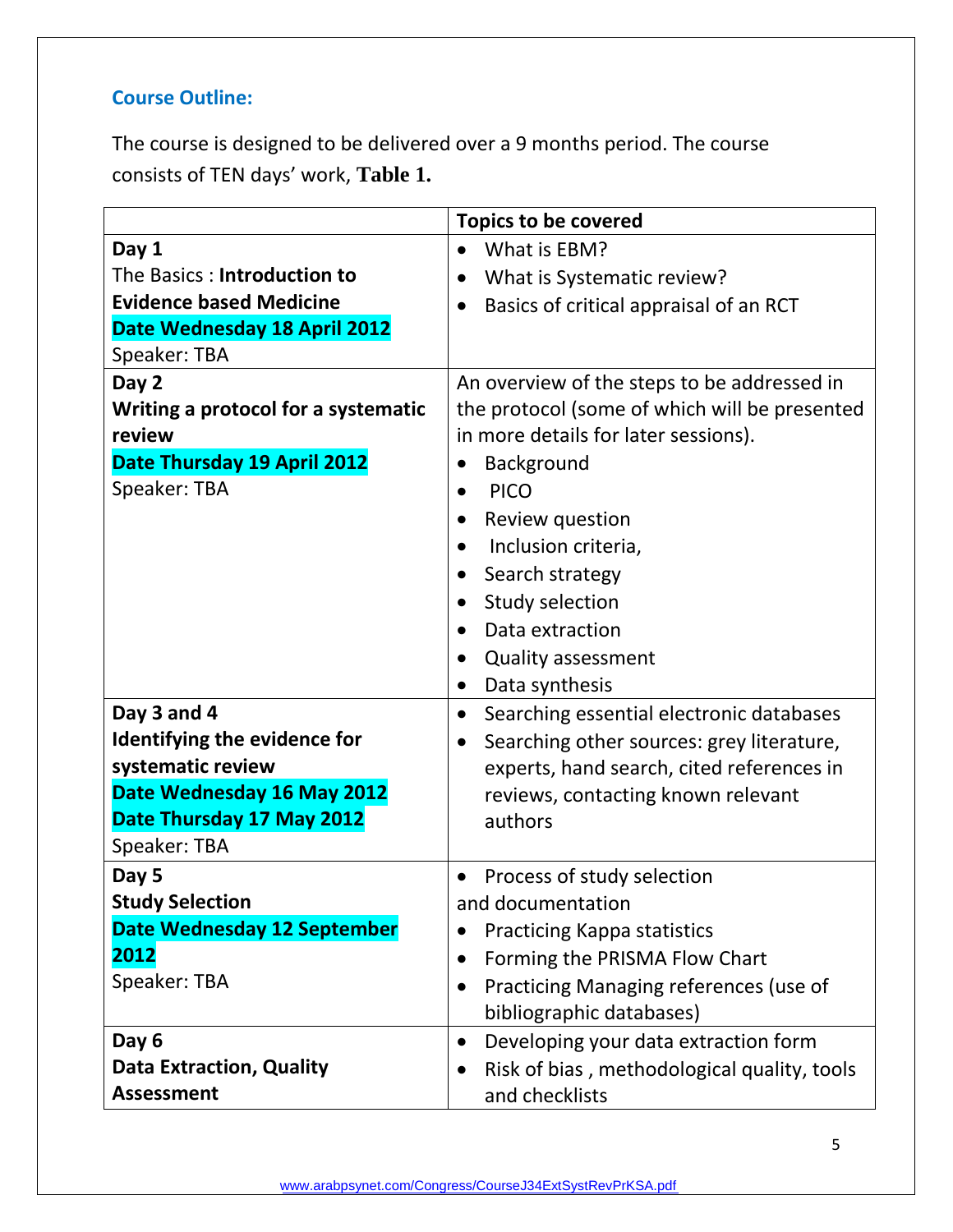### Course Outline:

The course is designed to be delivered over a 9 months period. The course consists of TEN days' work, **Table 1.**

| | Topics to be covered |
|---|---|
| **Day 1**<br>The Basics : **Introduction to Evidence based Medicine**<br>**Date Wednesday 18 April 2012**<br>Speaker: TBA | • What is EBM?<br>• What is Systematic review?<br>• Basics of critical appraisal of an RCT |
| **Day 2**<br>**Writing a protocol for a systematic review**<br>**Date Thursday 19 April 2012**<br>Speaker: TBA | An overview of the steps to be addressed in the protocol (some of which will be presented in more details for later sessions).<br>• Background<br>• PICO<br>• Review question<br>• Inclusion criteria,<br>• Search strategy<br>• Study selection<br>• Data extraction<br>• Quality assessment<br>• Data synthesis |
| **Day 3 and 4**<br>**Identifying the evidence for systematic review**<br>**Date Wednesday 16 May 2012**<br>**Date Thursday 17 May 2012**<br>Speaker: TBA | • Searching essential electronic databases<br>• Searching other sources: grey literature, experts, hand search, cited references in reviews, contacting known relevant authors |
| **Day 5**<br>**Study Selection**<br>**Date Wednesday 12 September 2012**<br>Speaker: TBA | • Process of study selection and documentation<br>• Practicing Kappa statistics<br>• Forming the PRISMA Flow Chart<br>• Practicing Managing references (use of bibliographic databases) |
| **Day 6**<br>**Data Extraction, Quality Assessment** | • Developing your data extraction form<br>• Risk of bias , methodological quality, tools and checklists |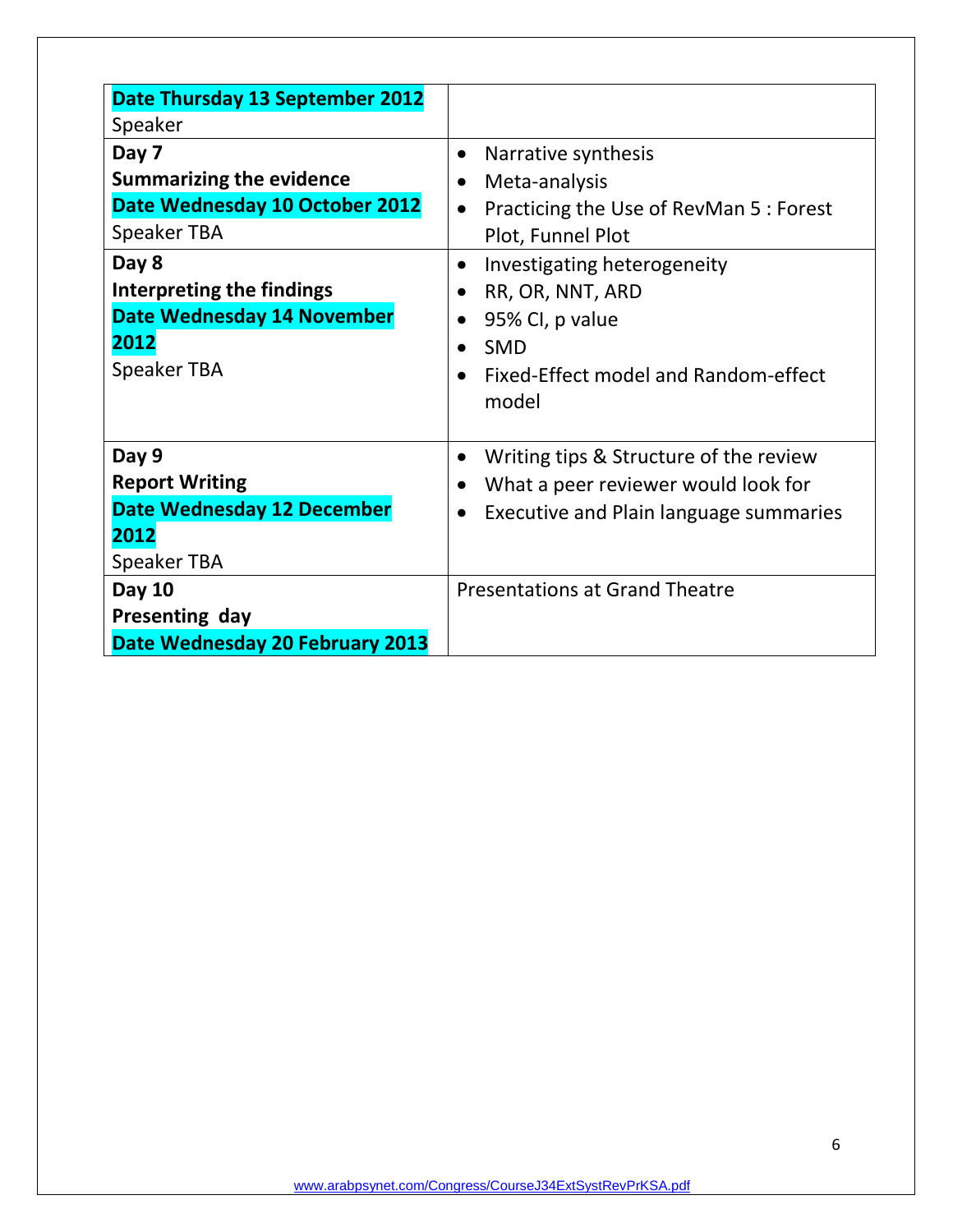| | |
|---|---|
| **Date Thursday 13 September 2012**<br>Speaker | |
| **Day 7**<br>**Summarizing the evidence**<br>**Date Wednesday 10 October 2012**<br>Speaker TBA | • Narrative synthesis<br>• Meta-analysis<br>• Practicing the Use of RevMan 5 : Forest Plot, Funnel Plot |
| **Day 8**<br>**Interpreting the findings**<br>**Date Wednesday 14 November 2012**<br>Speaker TBA | • Investigating heterogeneity<br>• RR, OR, NNT, ARD<br>• 95% CI, p value<br>• SMD<br>• Fixed-Effect model and Random-effect model |
| **Day 9**<br>**Report Writing**<br>**Date Wednesday 12 December 2012**<br>Speaker TBA | • Writing tips & Structure of the review<br>• What a peer reviewer would look for<br>• Executive and Plain language summaries |
| **Day 10**<br>**Presenting day**<br>**Date Wednesday 20 February 2013** | Presentations at Grand Theatre |

www.arabpsynet.com/Congress/CourseJ34ExtSystRevPrKSA.pdf